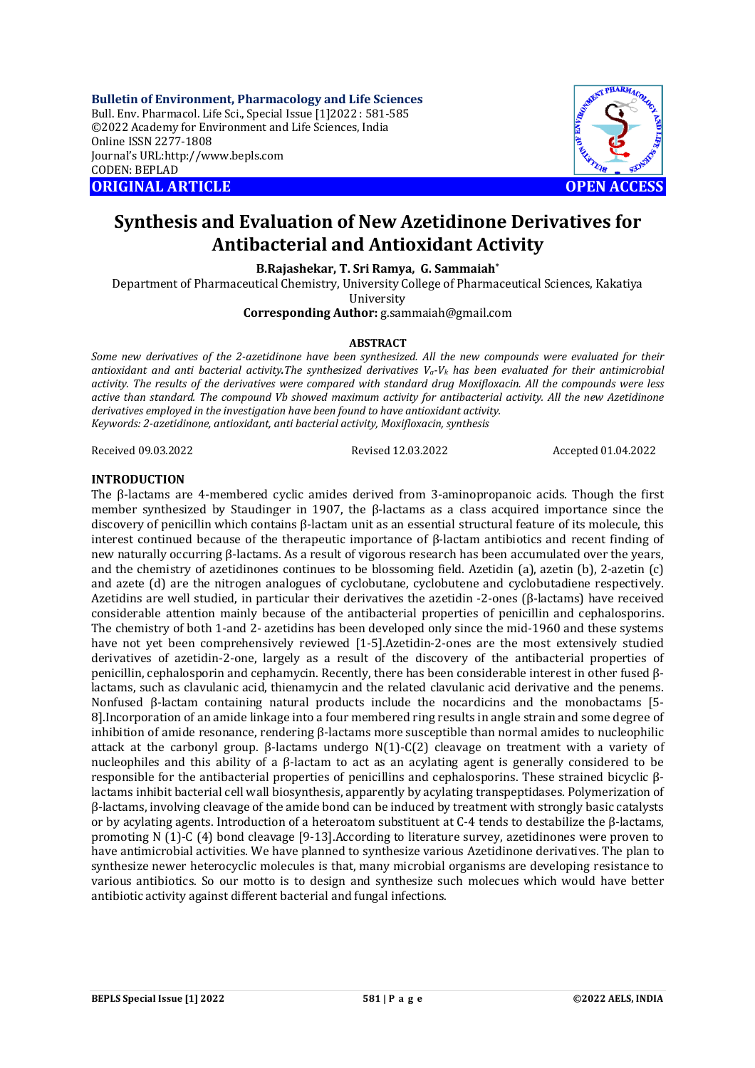**ORIGINAL ARTICLE** **OPEN ACCESS**

# Synthesis and Evaluation of New Azetidinone Derivatives for Antibacterial and Antioxidant Activity

**B.Rajashekar, T. Sri Ramya, G. Sammaiah***

Department of Pharmaceutical Chemistry, University College of Pharmaceutical Sciences, Kakatiya University

**Corresponding Author:** g.sammaiah@gmail.com

## ABSTRACT

*Some new derivatives of the 2-azetidinone have been synthesized. All the new compounds were evaluated for their antioxidant and anti bacterial activity.The synthesized derivatives $V_a$-$V_k$ has been evaluated for their antimicrobial activity. The results of the derivatives were compared with standard drug Moxifloxacin. All the compounds were less active than standard. The compound Vb showed maximum activity for antibacterial activity. All the new Azetidinone derivatives employed in the investigation have been found to have antioxidant activity.*

*Keywords: 2-azetidinone, antioxidant, anti bacterial activity, Moxifloxacin, synthesis*

Received 09.03.2022 Revised 12.03.2022 Accepted 01.04.2022

## INTRODUCTION

The β-lactams are 4-membered cyclic amides derived from 3-aminopropanoic acids. Though the first member synthesized by Staudinger in 1907, the β-lactams as a class acquired importance since the discovery of penicillin which contains β-lactam unit as an essential structural feature of its molecule, this interest continued because of the therapeutic importance of β-lactam antibiotics and recent finding of new naturally occurring β-lactams. As a result of vigorous research has been accumulated over the years, and the chemistry of azetidinones continues to be blossoming field. Azetidin (a), azetin (b), 2-azetin (c) and azete (d) are the nitrogen analogues of cyclobutane, cyclobutene and cyclobutadiene respectively. Azetidins are well studied, in particular their derivatives the azetidin -2-ones (β-lactams) have received considerable attention mainly because of the antibacterial properties of penicillin and cephalosporins. The chemistry of both 1-and 2- azetidins has been developed only since the mid-1960 and these systems have not yet been comprehensively reviewed [1-5].Azetidin-2-ones are the most extensively studied derivatives of azetidin-2-one, largely as a result of the discovery of the antibacterial properties of penicillin, cephalosporin and cephamycin. Recently, there has been considerable interest in other fused β-lactams, such as clavulanic acid, thienamycin and the related clavulanic acid derivative and the penems. Nonfused β-lactam containing natural products include the nocardicins and the monobactams [5-8].Incorporation of an amide linkage into a four membered ring results in angle strain and some degree of inhibition of amide resonance, rendering β-lactams more susceptible than normal amides to nucleophilic attack at the carbonyl group. β-lactams undergo N(1)-C(2) cleavage on treatment with a variety of nucleophiles and this ability of a β-lactam to act as an acylating agent is generally considered to be responsible for the antibacterial properties of penicillins and cephalosporins. These strained bicyclic β-lactams inhibit bacterial cell wall biosynthesis, apparently by acylating transpeptidases. Polymerization of β-lactams, involving cleavage of the amide bond can be induced by treatment with strongly basic catalysts or by acylating agents. Introduction of a heteroatom substituent at C-4 tends to destabilize the β-lactams, promoting N (1)-C (4) bond cleavage [9-13].According to literature survey, azetidinones were proven to have antimicrobial activities. We have planned to synthesize various Azetidinone derivatives. The plan to synthesize newer heterocyclic molecules is that, many microbial organisms are developing resistance to various antibiotics. So our motto is to design and synthesize such molecues which would have better antibiotic activity against different bacterial and fungal infections.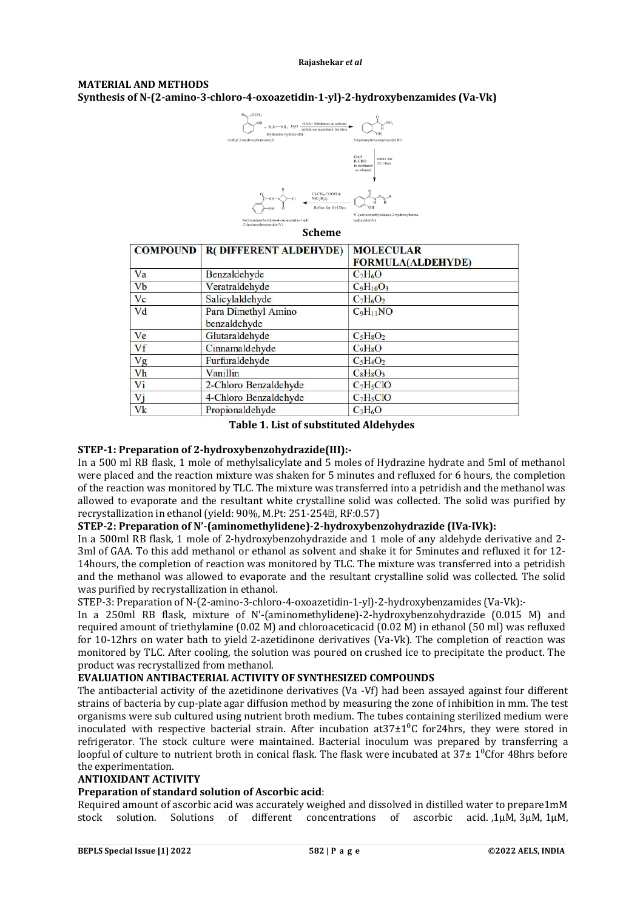## MATERIAL AND METHODS

### Synthesis of N-(2-amino-3-chloro-4-oxoazetidin-1-yl)-2-hydroxybenzamides (Va-Vk)

**Scheme**

| COMPOUND | R( DIFFERENT ALDEHYDE) | MOLECULAR FORMULA(ALDEHYDE) |
|---|---|---|
| Va | Benzaldehyde | $C_7H_6O$ |
| Vb | Veratraldehyde | $C_9H_{10}O_3$ |
| Vc | Salicylaldehyde | $C_7H_6O_2$ |
| Vd | Para Dimethyl Amino benzaldehyde | $C_9H_{11}NO$ |
| Ve | Glutaraldehyde | $C_5H_8O_2$ |
| Vf | Cinnamaldehyde | $C_9H_8O$ |
| Vg | Furfuraldehyde | $C_5H_4O_2$ |
| Vh | Vanillin | $C_8H_8O_3$ |
| Vi | 2-Chloro Benzaldehyde | $C_7H_5ClO$ |
| Vj | 4-Chloro Benzaldehyde | $C_7H_5ClO$ |
| Vk | Propionaldehyde | $C_3H_6O$ |

**Table 1. List of substituted Aldehydes**

**STEP-1: Preparation of 2-hydroxybenzohydrazide(III):-**

In a 500 ml RB flask, 1 mole of methylsalicylate and 5 moles of Hydrazine hydrate and 5ml of methanol were placed and the reaction mixture was shaken for 5 minutes and refluxed for 6 hours, the completion of the reaction was monitored by TLC. The mixture was transferred into a petridish and the methanol was allowed to evaporate and the resultant white crystalline solid was collected. The solid was purified by recrystallization in ethanol (yield: 90%, M.Pt: 251-254, RF:0.57)

**STEP-2: Preparation of N'-(aminomethylidene)-2-hydroxybenzohydrazide (IVa-IVk):**

In a 500ml RB flask, 1 mole of 2-hydroxybenzohydrazide and 1 mole of any aldehyde derivative and 2-3ml of GAA. To this add methanol or ethanol as solvent and shake it for 5minutes and refluxed it for 12-14hours, the completion of reaction was monitored by TLC. The mixture was transferred into a petridish and the methanol was allowed to evaporate and the resultant crystalline solid was collected. The solid was purified by recrystallization in ethanol.

STEP-3: Preparation of N-(2-amino-3-chloro-4-oxoazetidin-1-yl)-2-hydroxybenzamides (Va-Vk):-

In a 250ml RB flask, mixture of N'-(aminomethylidene)-2-hydroxybenzohydrazide (0.015 M) and required amount of triethylamine (0.02 M) and chloroaceticacid (0.02 M) in ethanol (50 ml) was refluxed for 10-12hrs on water bath to yield 2-azetidinone derivatives (Va-Vk). The completion of reaction was monitored by TLC. After cooling, the solution was poured on crushed ice to precipitate the product. The product was recrystallized from methanol.

## EVALUATION ANTIBACTERIAL ACTIVITY OF SYNTHESIZED COMPOUNDS

The antibacterial activity of the azetidinone derivatives (Va -Vf) had been assayed against four different strains of bacteria by cup-plate agar diffusion method by measuring the zone of inhibition in mm. The test organisms were sub cultured using nutrient broth medium. The tubes containing sterilized medium were inoculated with respective bacterial strain. After incubation at$37\pm1^0$C for24hrs, they were stored in refrigerator. The stock culture were maintained. Bacterial inoculum was prepared by transferring a loopful of culture to nutrient broth in conical flask. The flask were incubated at $37\pm 1^0$Cfor 48hrs before the experimentation.

## ANTIOXIDANT ACTIVITY

### Preparation of standard solution of Ascorbic acid:

Required amount of ascorbic acid was accurately weighed and dissolved in distilled water to prepare1mM stock solution. Solutions of different concentrations of ascorbic acid. ,1µM, 3µM, 1µM,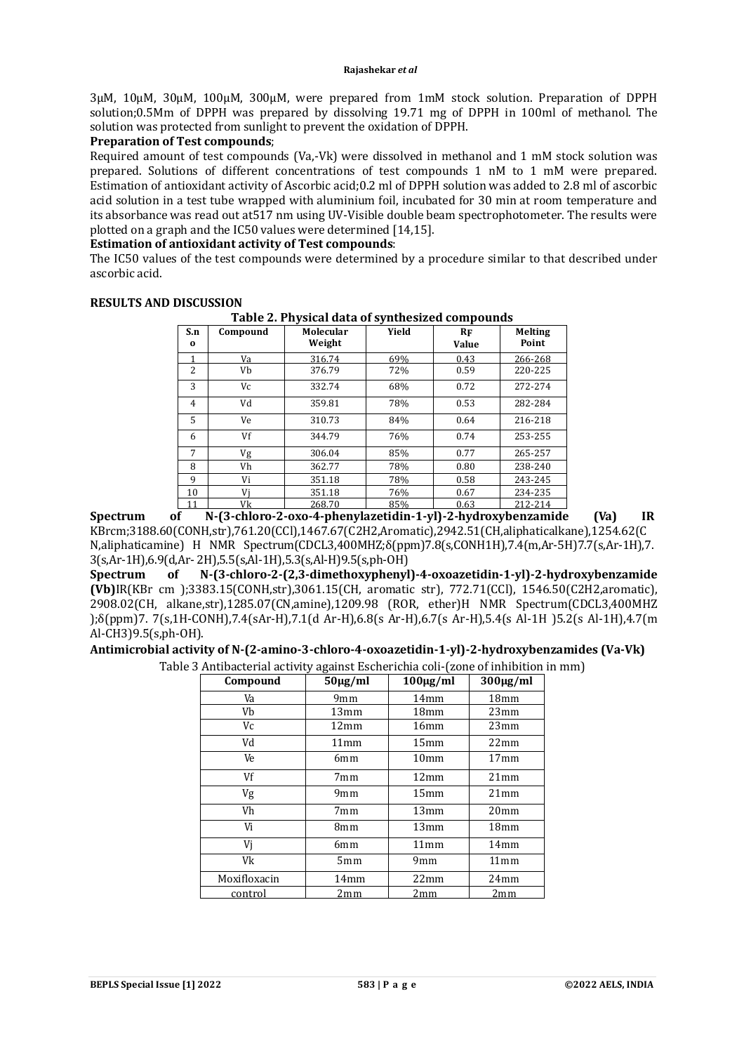3μM, 10μM, 30μM, 100μM, 300μM, were prepared from 1mM stock solution. Preparation of DPPH solution;0.5Mm of DPPH was prepared by dissolving 19.71 mg of DPPH in 100ml of methanol. The solution was protected from sunlight to prevent the oxidation of DPPH.

**Preparation of Test compounds**;

Required amount of test compounds (Va,-Vk) were dissolved in methanol and 1 mM stock solution was prepared. Solutions of different concentrations of test compounds 1 nM to 1 mM were prepared. Estimation of antioxidant activity of Ascorbic acid;0.2 ml of DPPH solution was added to 2.8 ml of ascorbic acid solution in a test tube wrapped with aluminium foil, incubated for 30 min at room temperature and its absorbance was read out at517 nm using UV-Visible double beam spectrophotometer. The results were plotted on a graph and the IC50 values were determined [14,15].

**Estimation of antioxidant activity of Test compounds**:

The IC50 values of the test compounds were determined by a procedure similar to that described under ascorbic acid.

## RESULTS AND DISCUSSION

**Table 2. Physical data of synthesized compounds**

| S.no | Compound | Molecular Weight | Yield | RF Value | Melting Point |
|---|---|---|---|---|---|
| 1 | Va | 316.74 | 69% | 0.43 | 266-268 |
| 2 | Vb | 376.79 | 72% | 0.59 | 220-225 |
| 3 | Vc | 332.74 | 68% | 0.72 | 272-274 |
| 4 | Vd | 359.81 | 78% | 0.53 | 282-284 |
| 5 | Ve | 310.73 | 84% | 0.64 | 216-218 |
| 6 | Vf | 344.79 | 76% | 0.74 | 253-255 |
| 7 | Vg | 306.04 | 85% | 0.77 | 265-257 |
| 8 | Vh | 362.77 | 78% | 0.80 | 238-240 |
| 9 | Vi | 351.18 | 78% | 0.58 | 243-245 |
| 10 | Vj | 351.18 | 76% | 0.67 | 234-235 |
| 11 | Vk | 268.70 | 85% | 0.63 | 212-214 |

**Spectrum of N-(3-chloro-2-oxo-4-phenylazetidin-1-yl)-2-hydroxybenzamide (Va)** IR KBrcm;3188.60(CONH,str),761.20(CCl),1467.67(C2H2,Aromatic),2942.51(CH,aliphaticalkane),1254.62(CN,aliphaticamine) H NMR Spectrum(CDCL3,400MHZ;δ(ppm)7.8(s,CONH1H),7.4(m,Ar-5H)7.7(s,Ar-1H),7.3(s,Ar-1H),6.9(d,Ar- 2H),5.5(s,Al-1H),5.3(s,Al-H)9.5(s,ph-OH)

**Spectrum of N-(3-chloro-2-(2,3-dimethoxyphenyl)-4-oxoazetidin-1-yl)-2-hydroxybenzamide (Vb)**IR(KBr cm );3383.15(CONH,str),3061.15(CH, aromatic str), 772.71(CCl), 1546.50(C2H2,aromatic), 2908.02(CH, alkane,str),1285.07(CN,amine),1209.98 (ROR, ether)H NMR Spectrum(CDCL3,400MHZ );δ(ppm)7. 7(s,1H-CONH),7.4(sAr-H),7.1(d Ar-H),6.8(s Ar-H),6.7(s Ar-H),5.4(s Al-1H )5.2(s Al-1H),4.7(m Al-CH3)9.5(s,ph-OH).

**Antimicrobial activity of N-(2-amino-3-chloro-4-oxoazetidin-1-yl)-2-hydroxybenzamides (Va-Vk)**

Table 3 Antibacterial activity against Escherichia coli-(zone of inhibition in mm)

| Compound | 50μg/ml | 100μg/ml | 300μg/ml |
|---|---|---|---|
| Va | 9mm | 14mm | 18mm |
| Vb | 13mm | 18mm | 23mm |
| Vc | 12mm | 16mm | 23mm |
| Vd | 11mm | 15mm | 22mm |
| Ve | 6mm | 10mm | 17mm |
| Vf | 7mm | 12mm | 21mm |
| Vg | 9mm | 15mm | 21mm |
| Vh | 7mm | 13mm | 20mm |
| Vi | 8mm | 13mm | 18mm |
| Vj | 6mm | 11mm | 14mm |
| Vk | 5mm | 9mm | 11mm |
| Moxifloxacin | 14mm | 22mm | 24mm |
| control | 2mm | 2mm | 2mm |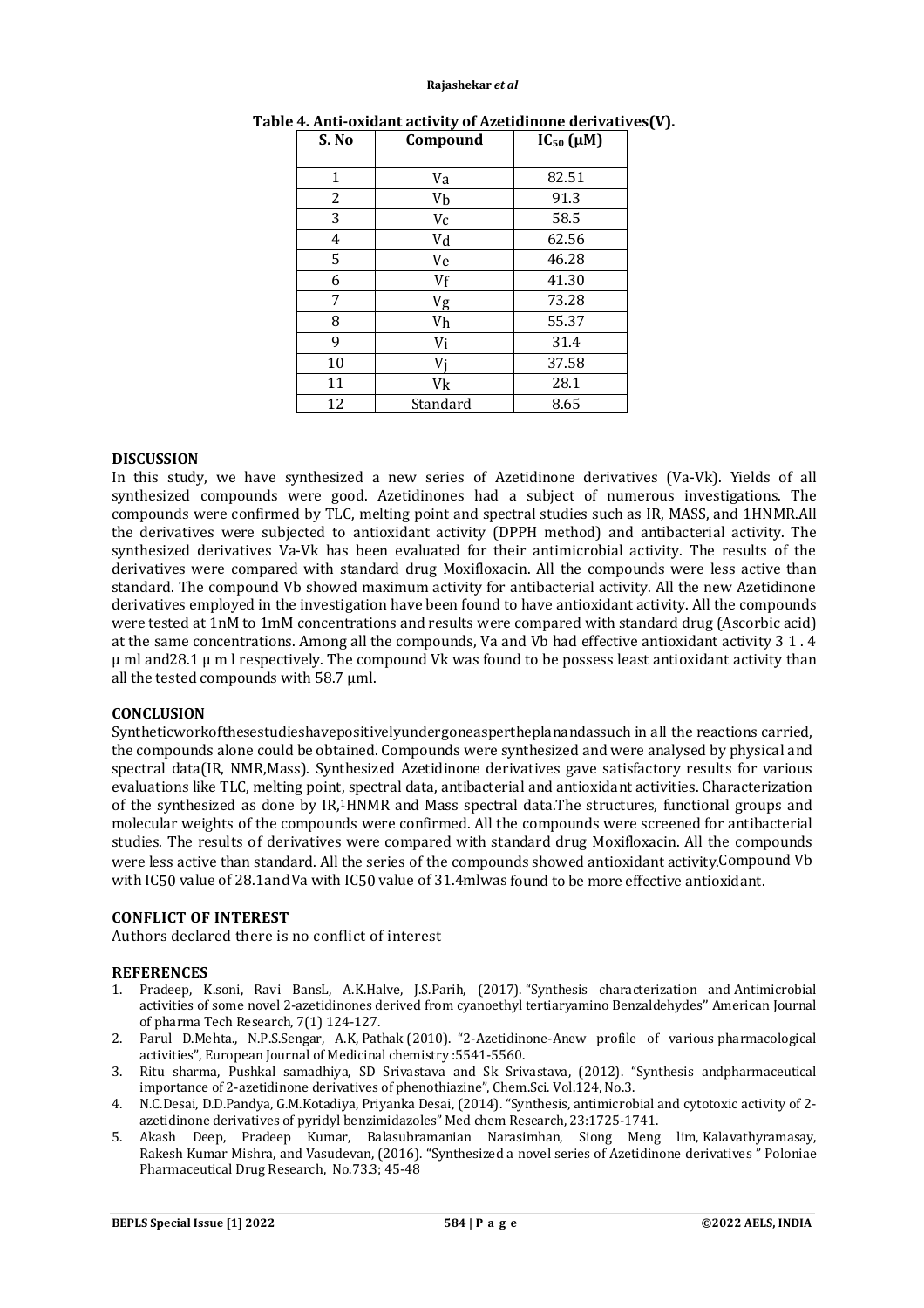**Table 4. Anti-oxidant activity of Azetidinone derivatives(V).**

| S. No | Compound | $IC_{50}$ (μM) |
|---|---|---|
| 1 | Va | 82.51 |
| 2 | Vb | 91.3 |
| 3 | Vc | 58.5 |
| 4 | Vd | 62.56 |
| 5 | Ve | 46.28 |
| 6 | Vf | 41.30 |
| 7 | Vg | 73.28 |
| 8 | Vh | 55.37 |
| 9 | Vi | 31.4 |
| 10 | Vj | 37.58 |
| 11 | Vk | 28.1 |
| 12 | Standard | 8.65 |

## DISCUSSION

In this study, we have synthesized a new series of Azetidinone derivatives (Va-Vk). Yields of all synthesized compounds were good. Azetidinones had a subject of numerous investigations. The compounds were confirmed by TLC, melting point and spectral studies such as IR, MASS, and 1HNMR.All the derivatives were subjected to antioxidant activity (DPPH method) and antibacterial activity. The synthesized derivatives Va-Vk has been evaluated for their antimicrobial activity. The results of the derivatives were compared with standard drug Moxifloxacin. All the compounds were less active than standard. The compound Vb showed maximum activity for antibacterial activity. All the new Azetidinone derivatives employed in the investigation have been found to have antioxidant activity. All the compounds were tested at 1nM to 1mM concentrations and results were compared with standard drug (Ascorbic acid) at the same concentrations. Among all the compounds, Va and Vb had effective antioxidant activity 3 1 . 4 µ ml and28.1 µ m l respectively. The compound Vk was found to be possess least antioxidant activity than all the tested compounds with 58.7 µml.

## CONCLUSION

Syntheticworkofthesestudieshavepositivelyundergoneaspertheplanandassuch in all the reactions carried, the compounds alone could be obtained. Compounds were synthesized and were analysed by physical and spectral data(IR, NMR,Mass). Synthesized Azetidinone derivatives gave satisfactory results for various evaluations like TLC, melting point, spectral data, antibacterial and antioxidant activities. Characterization of the synthesized as done by IR,[1]HNMR and Mass spectral data.The structures, functional groups and molecular weights of the compounds were confirmed. All the compounds were screened for antibacterial studies. The results of derivatives were compared with standard drug Moxifloxacin. All the compounds were less active than standard. All the series of the compounds showed antioxidant activity.Compound Vb with IC50 value of 28.1andVa with IC50 value of 31.4mlwas found to be more effective antioxidant.

## CONFLICT OF INTEREST

Authors declared there is no conflict of interest

## REFERENCES

1. Pradeep, K.soni, Ravi BansL, A.K.Halve, J.S.Parih, (2017). "Synthesis characterization and Antimicrobial activities of some novel 2-azetidinones derived from cyanoethyl tertiaryamino Benzaldehydes" American Journal of pharma Tech Research, 7(1) 124-127.
2. Parul D.Mehta., N.P.S.Sengar, A.K, Pathak (2010). "2-Azetidinone-Anew profile of various pharmacological activities", European Journal of Medicinal chemistry :5541-5560.
3. Ritu sharma, Pushkal samadhiya, SD Srivastava and Sk Srivastava, (2012). "Synthesis andpharmaceutical importance of 2-azetidinone derivatives of phenothiazine", Chem.Sci. Vol.124, No.3.
4. N.C.Desai, D.D.Pandya, G.M.Kotadiya, Priyanka Desai, (2014). "Synthesis, antimicrobial and cytotoxic activity of 2-azetidinone derivatives of pyridyl benzimidazoles" Med chem Research, 23:1725-1741.
5. Akash Deep, Pradeep Kumar, Balasubramanian Narasimhan, Siong Meng lim, Kalavathyramasay, Rakesh Kumar Mishra, and Vasudevan, (2016). "Synthesized a novel series of Azetidinone derivatives " Poloniae Pharmaceutical Drug Research, No.73.3; 45-48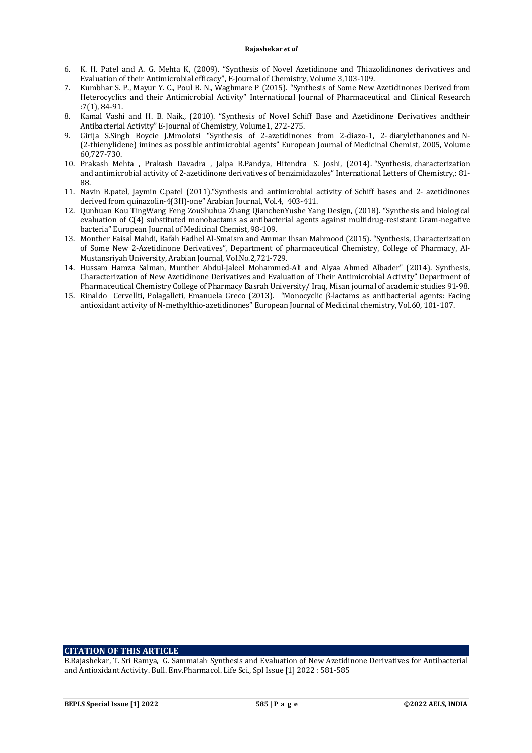6. K. H. Patel and A. G. Mehta K, (2009). "Synthesis of Novel Azetidinone and Thiazolidinones derivatives and Evaluation of their Antimicrobial efficacy", E-Journal of Chemistry, Volume 3,103-109.
7. Kumbhar S. P., Mayur Y. C., Poul B. N., Waghmare P (2015). "Synthesis of Some New Azetidinones Derived from Heterocyclics and their Antimicrobial Activity" International Journal of Pharmaceutical and Clinical Research :7(1), 84-91.
8. Kamal Vashi and H. B. Naik., (2010). "Synthesis of Novel Schiff Base and Azetidinone Derivatives andtheir Antibacterial Activity" E-Journal of Chemistry, Volume1, 272-275.
9. Girija S.Singh Boycie J.Mmolotsi "Synthesis of 2-azetidinones from 2-diazo-1, 2- diarylethanones and N-(2-thienylidene) imines as possible antimicrobial agents" European Journal of Medicinal Chemist, 2005, Volume 60,727-730.
10. Prakash Mehta , Prakash Davadra , Jalpa R.Pandya, Hitendra S. Joshi, (2014). "Synthesis, characterization and antimicrobial activity of 2-azetidinone derivatives of benzimidazoles" International Letters of Chemistry,: 81-88.
11. Navin B.patel, Jaymin C.patel (2011)."Synthesis and antimicrobial activity of Schiff bases and 2- azetidinones derived from quinazolin-4(3H)-one" Arabian Journal, Vol.4, 403-411.
12. Qunhuan Kou TingWang Feng ZouShuhua Zhang QianchenYushe Yang Design, (2018). "Synthesis and biological evaluation of C(4) substituted monobactams as antibacterial agents against multidrug-resistant Gram-negative bacteria" European Journal of Medicinal Chemist, 98-109.
13. Monther Faisal Mahdi, Rafah Fadhel Al-Smaism and Ammar Ihsan Mahmood (2015). "Synthesis, Characterization of Some New 2-Azetidinone Derivatives", Department of pharmaceutical Chemistry, College of Pharmacy, Al-Mustansriyah University, Arabian Journal, Vol.No.2,721-729.
14. Hussam Hamza Salman, Munther Abdul-Jaleel Mohammed-Ali and Alyaa Ahmed Albader" (2014). Synthesis, Characterization of New Azetidinone Derivatives and Evaluation of Their Antimicrobial Activity" Department of Pharmaceutical Chemistry College of Pharmacy Basrah University/ Iraq, Misan journal of academic studies 91-98.
15. Rinaldo Cervellti, Polagalleti, Emanuela Greco (2013). "Monocyclic β-lactams as antibacterial agents: Facing antioxidant activity of N-methylthio-azetidinones" European Journal of Medicinal chemistry, Vol.60, 101-107.

**CITATION OF THIS ARTICLE**

B.Rajashekar, T. Sri Ramya, G. Sammaiah. Synthesis and Evaluation of New Azetidinone Derivatives for Antibacterial and Antioxidant Activity. Bull. Env.Pharmacol. Life Sci., Spl Issue [1] 2022 : 581-585